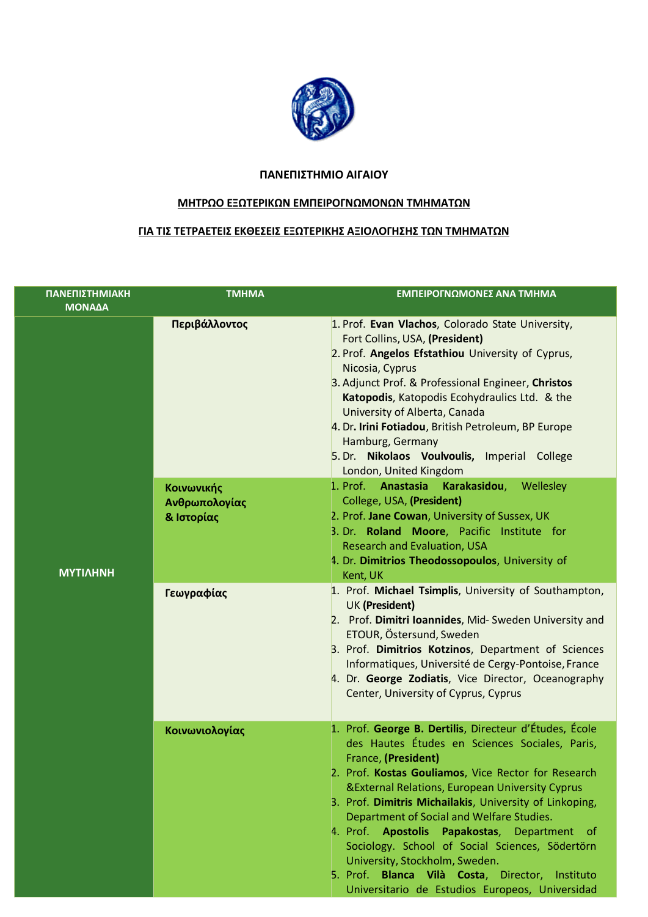**ΠΑΝΕΠΙΣΤΗΜΙΟ ΑΙΓΑΙΟΥ**

**ΜΗΤΡΩΟ ΕΞΩΤΕΡΙΚΩΝ ΕΜΠΕΙΡΟΓΝΩΜΟΝΩΝ ΤΜΗΜΑΤΩΝ**

**ΓΙΑ ΤΙΣ ΤΕΤΡΑΕΤΕΙΣ ΕΚΘΕΣΕΙΣ ΕΞΩΤΕΡΙΚΗΣ ΑΞΙΟΛΟΓΗΣΗΣ ΤΩΝ ΤΜΗΜΑΤΩΝ**

| ΠΑΝΕΠΙΣΤΗΜΙΑΚΗ ΜΟΝΑΔΑ | ΤΜΗΜΑ | ΕΜΠΕΙΡΟΓΝΩΜΟΝΕΣ ΑΝΑ ΤΜΗΜΑ |
|---|---|---|
| **ΜΥΤΙΛΗΝΗ** | **Περιβάλλοντος** | 1. Prof. **Evan Vlachos**, Colorado State University, Fort Collins, USA, **(President)**<br>2. Prof. **Angelos Efstathiou** University of Cyprus, Nicosia, Cyprus<br>3. Adjunct Prof. & Professional Engineer, **Christos Katopodis**, Katopodis Ecohydraulics Ltd. & the University of Alberta, Canada<br>4. Dr**. Irini Fotiadou**, British Petroleum, BP Europe Hamburg, Germany<br>5. Dr. **Nikolaos Voulvoulis,** Imperial College London, United Kingdom |
| | **Κοινωνικής Ανθρωπολογίας & Ιστορίας** | 1. Prof. **Anastasia Karakasidou**, Wellesley College, USA, **(President)**<br>2. Prof. **Jane Cowan**, University of Sussex, UK<br>3. Dr. **Roland Moore**, Pacific Institute for Research and Evaluation, USA<br>4. Dr. **Dimitrios Theodossopoulos**, University of Kent, UK |
| | **Γεωγραφίας** | 1. Prof. **Michael Tsimplis**, University of Southampton, UK **(President)**<br>2. Prof. **Dimitri Ioannides**, Mid- Sweden University and ETOUR, Östersund, Sweden<br>3. Prof. **Dimitrios Kotzinos**, Department of Sciences Informatiques, Université de Cergy-Pontoise, France<br>4. Dr. **George Zodiatis**, Vice Director, Oceanography Center, University of Cyprus, Cyprus |
| | **Κοινωνιολογίας** | 1. Prof. **George B. Dertilis**, Directeur d'Études, École des Hautes Études en Sciences Sociales, Paris, France, **(President)**<br>2. Prof. **Kostas Gouliamos**, Vice Rector for Research &External Relations, European University Cyprus<br>3. Prof. **Dimitris Michailakis**, University of Linkoping, Department of Social and Welfare Studies.<br>4. Prof. **Apostolis Papakostas**, Department of Sociology. School of Social Sciences, Södertörn University, Stockholm, Sweden.<br>5. Prof. **Blanca Vilà Costa**, Director, Instituto Universitario de Estudios Europeos, Universidad |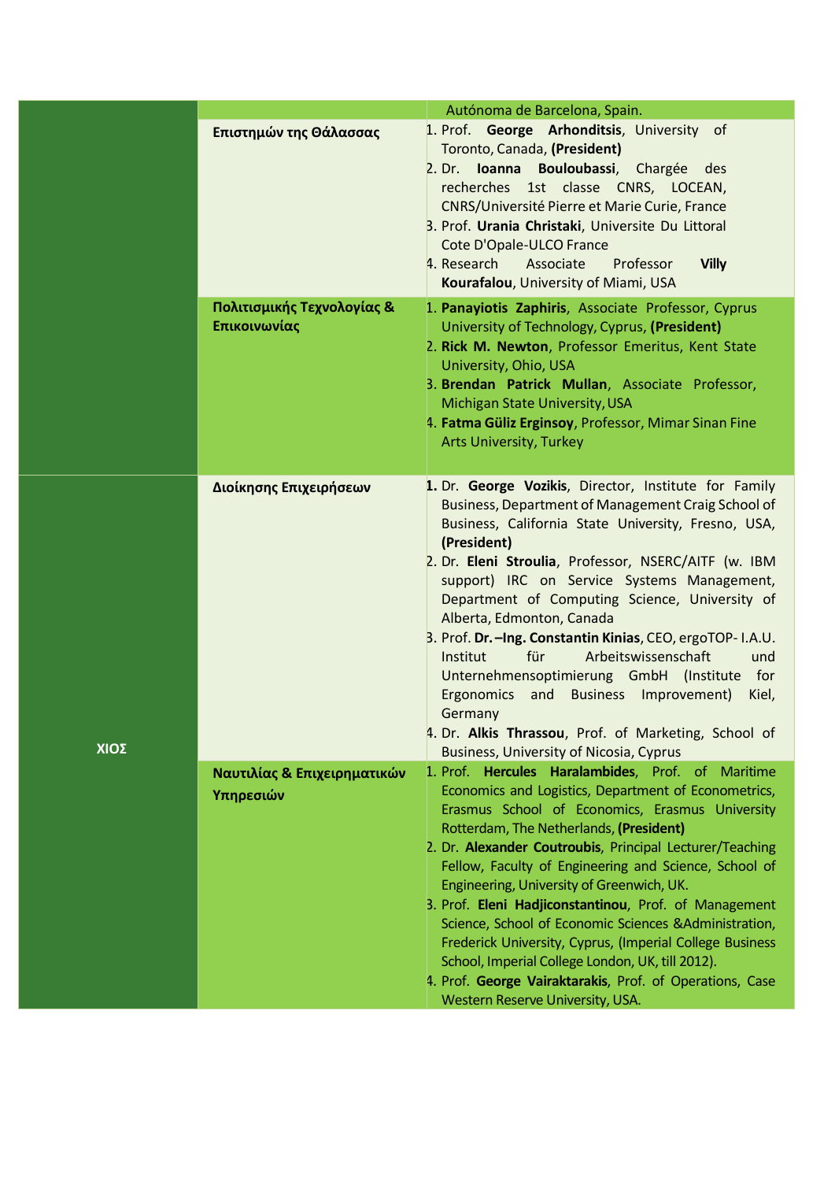| | | |
|---|---|---|
| | | Autónoma de Barcelona, Spain. |
| | **Επιστημών της Θάλασσας** | 1. Prof. **George Arhonditsis**, University of Toronto, Canada, **(President)**<br>2. Dr. **Ioanna Bouloubassi**, Chargée des recherches 1st classe CNRS, LOCEAN, CNRS/Université Pierre et Marie Curie, France<br>3. Prof. **Urania Christaki**, Universite Du Littoral Cote D'Opale-ULCO France<br>4. Research Associate Professor **Villy Kourafalou**, University of Miami, USA |
| | **Πολιτισμικής Τεχνολογίας & Επικοινωνίας** | 1. **Panayiotis Zaphiris**, Associate Professor, Cyprus University of Technology, Cyprus, **(President)**<br>2. **Rick M. Newton**, Professor Emeritus, Kent State University, Ohio, USA<br>3. **Brendan Patrick Mullan**, Associate Professor, Michigan State University, USA<br>4. **Fatma Güliz Erginsoy**, Professor, Mimar Sinan Fine Arts University, Turkey |
| **ΧΙΟΣ** | **Διοίκησης Επιχειρήσεων** | 1. Dr. **George Vozikis**, Director, Institute for Family Business, Department of Management Craig School of Business, California State University, Fresno, USA, **(President)**<br>2. Dr. **Eleni Stroulia**, Professor, NSERC/AITF (w. IBM support) IRC on Service Systems Management, Department of Computing Science, University of Alberta, Edmonton, Canada<br>3. Prof. **Dr. –Ing. Constantin Kinias**, CEO, ergoTOP- I.A.U. Institut für Arbeitswissenschaft und Unternehmensoptimierung GmbH (Institute for Ergonomics and Business Improvement) Kiel, Germany<br>4. Dr. **Alkis Thrassou**, Prof. of Marketing, School of Business, University of Nicosia, Cyprus |
| | **Ναυτιλίας & Επιχειρηματικών Υπηρεσιών** | 1. Prof. **Hercules Haralambides**, Prof. of Maritime Economics and Logistics, Department of Econometrics, Erasmus School of Economics, Erasmus University Rotterdam, The Netherlands, **(President)**<br>2. Dr. **Alexander Coutroubis**, Principal Lecturer/Teaching Fellow, Faculty of Engineering and Science, School of Engineering, University of Greenwich, UK.<br>3. Prof. **Eleni Hadjiconstantinou**, Prof. of Management Science, School of Economic Sciences &Administration, Frederick University, Cyprus, (Imperial College Business School, Imperial College London, UK, till 2012).<br>4. Prof. **George Vairaktarakis**, Prof. of Operations, Case Western Reserve University, USA. |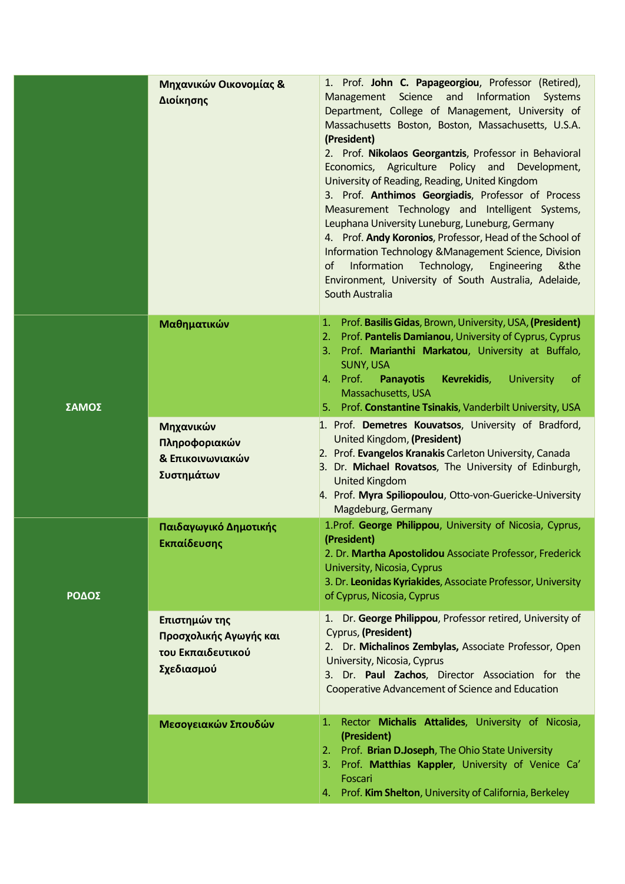| | | |
|---|---|---|
| | **Μηχανικών Οικονομίας & Διοίκησης** | 1. Prof. **John C. Papageorgiou**, Professor (Retired), Management Science and Information Systems Department, College of Management, University of Massachusetts Boston, Boston, Massachusetts, U.S.A. **(President)**<br>2. Prof. **Nikolaos Georgantzis**, Professor in Behavioral Economics, Agriculture Policy and Development, University of Reading, Reading, United Kingdom<br>3. Prof. **Anthimos Georgiadis**, Professor of Process Measurement Technology and Intelligent Systems, Leuphana University Luneburg, Luneburg, Germany<br>4. Prof. **Andy Koronios**, Professor, Head of the School of Information Technology &Management Science, Division of Information Technology, Engineering &the Environment, University of South Australia, Adelaide, South Australia |
| **ΣΑΜΟΣ** | **Μαθηματικών** | 1. Prof. **Basilis Gidas**, Brown, University, USA, **(President)**<br>2. Prof. **Pantelis Damianou**, University of Cyprus, Cyprus<br>3. Prof. **Marianthi Markatou**, University at Buffalo, SUNY, USA<br>4. Prof. **Panayotis Kevrekidis**, University of Massachusetts, USA<br>5. Prof. **Constantine Tsinakis**, Vanderbilt University, USA |
| | **Μηχανικών Πληροφοριακών & Επικοινωνιακών Συστημάτων** | 1. Prof. **Demetres Kouvatsos**, University of Bradford, United Kingdom, **(President)**<br>2. Prof. **Evangelos Kranakis** Carleton University, Canada<br>3. Dr. **Michael Rovatsos**, The University of Edinburgh, United Kingdom<br>4. Prof. **Myra Spiliopoulou**, Otto-von-Guericke-University Magdeburg, Germany |
| **ΡΟΔΟΣ** | **Παιδαγωγικό Δημοτικής Εκπαίδευσης** | 1.Prof. **George Philippou**, University of Nicosia, Cyprus, **(President)**<br>2. Dr. **Martha Apostolidou** Associate Professor, Frederick University, Nicosia, Cyprus<br>3. Dr. **Leonidas Kyriakides**, Associate Professor, University of Cyprus, Nicosia, Cyprus |
| | **Επιστημών της Προσχολικής Αγωγής και του Εκπαιδευτικού Σχεδιασμού** | 1. Dr. **George Philippou**, Professor retired, University of Cyprus, **(President)**<br>2. Dr. **Michalinos Zembylas,** Associate Professor, Open University, Nicosia, Cyprus<br>3. Dr. **Paul Zachos**, Director Association for the Cooperative Advancement of Science and Education |
| | **Μεσογειακών Σπουδών** | 1. Rector **Michalis Attalides**, University of Nicosia, **(President)**<br>2. Prof. **Brian D.Joseph**, The Ohio State University<br>3. Prof. **Matthias Kappler**, University of Venice Ca' Foscari<br>4. Prof. **Kim Shelton**, University of California, Berkeley |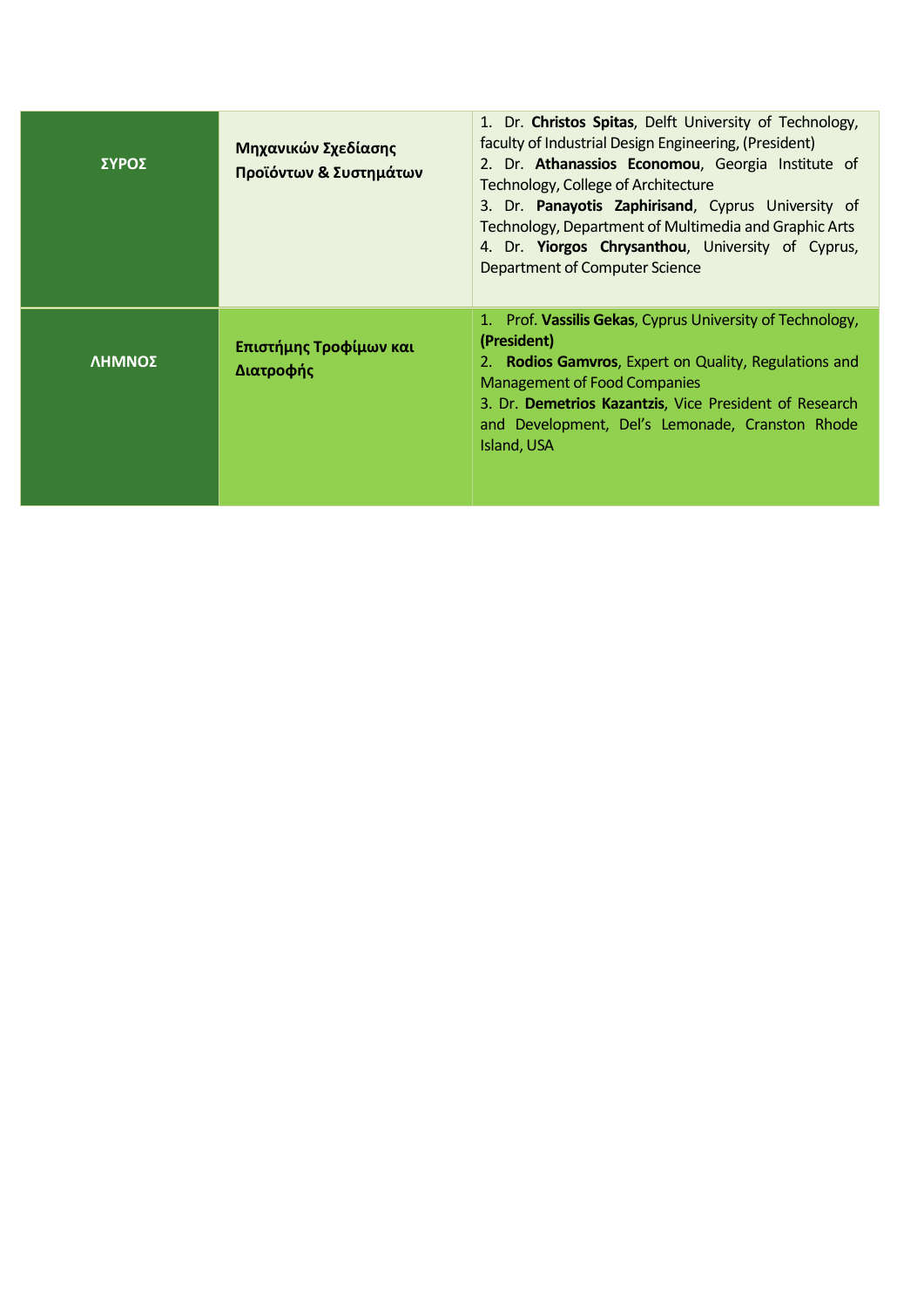| | | |
|---|---|---|
| **ΣΥΡΟΣ** | **Μηχανικών Σχεδίασης Προϊόντων & Συστημάτων** | 1. Dr. **Christos Spitas**, Delft University of Technology, faculty of Industrial Design Engineering, (President)<br>2. Dr. **Athanassios Economou**, Georgia Institute of Technology, College of Architecture<br>3. Dr. **Panayotis Zaphirisand**, Cyprus University of Technology, Department of Multimedia and Graphic Arts<br>4. Dr. **Yiorgos Chrysanthou**, University of Cyprus, Department of Computer Science |
| **ΛΗΜΝΟΣ** | **Επιστήμης Τροφίμων και Διατροφής** | 1. Prof. **Vassilis Gekas**, Cyprus University of Technology, **(President)**<br>2. **Rodios Gamvros**, Expert on Quality, Regulations and Management of Food Companies<br>3. Dr. **Demetrios Kazantzis**, Vice President of Research and Development, Del's Lemonade, Cranston Rhode Island, USA |